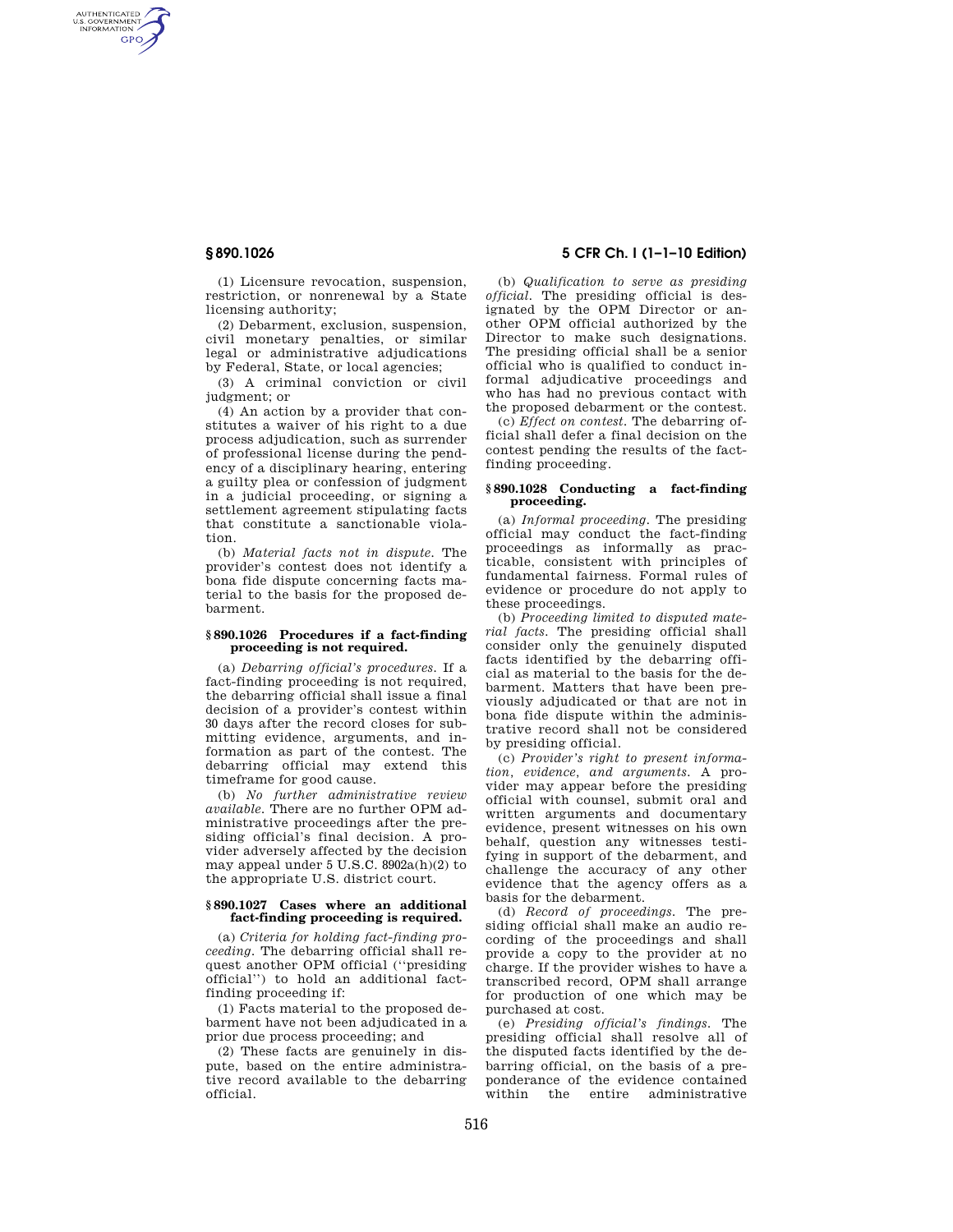(1) Licensure revocation, suspension, restriction, or nonrenewal by a State licensing authority;

(2) Debarment, exclusion, suspension, civil monetary penalties, or similar legal or administrative adjudications by Federal, State, or local agencies;

(3) A criminal conviction or civil judgment; or

(4) An action by a provider that constitutes a waiver of his right to a due process adjudication, such as surrender of professional license during the pendency of a disciplinary hearing, entering a guilty plea or confession of judgment in a judicial proceeding, or signing a settlement agreement stipulating facts that constitute a sanctionable violation.

(b) *Material facts not in dispute.* The provider's contest does not identify a bona fide dispute concerning facts material to the basis for the proposed debarment.

### § 890.1026 Procedures if a fact-finding proceeding is not required.

(a) *Debarring official's procedures.* If a fact-finding proceeding is not required, the debarring official shall issue a final decision of a provider's contest within 30 days after the record closes for submitting evidence, arguments, and information as part of the contest. The debarring official may extend this timeframe for good cause.

(b) *No further administrative review available.* There are no further OPM administrative proceedings after the presiding official's final decision. A provider adversely affected by the decision may appeal under 5 U.S.C. 8902a(h)(2) to the appropriate U.S. district court.

### § 890.1027 Cases where an additional fact-finding proceeding is required.

(a) *Criteria for holding fact-finding proceeding.* The debarring official shall request another OPM official (''presiding official'') to hold an additional fact-finding proceeding if:

(1) Facts material to the proposed debarment have not been adjudicated in a prior due process proceeding; and

(2) These facts are genuinely in dispute, based on the entire administrative record available to the debarring official.

(b) *Qualification to serve as presiding official.* The presiding official is designated by the OPM Director or another OPM official authorized by the Director to make such designations. The presiding official shall be a senior official who is qualified to conduct informal adjudicative proceedings and who has had no previous contact with the proposed debarment or the contest.

(c) *Effect on contest.* The debarring official shall defer a final decision on the contest pending the results of the fact-finding proceeding.

### § 890.1028 Conducting a fact-finding proceeding.

(a) *Informal proceeding.* The presiding official may conduct the fact-finding proceedings as informally as practicable, consistent with principles of fundamental fairness. Formal rules of evidence or procedure do not apply to these proceedings.

(b) *Proceeding limited to disputed material facts.* The presiding official shall consider only the genuinely disputed facts identified by the debarring official as material to the basis for the debarment. Matters that have been previously adjudicated or that are not in bona fide dispute within the administrative record shall not be considered by presiding official.

(c) *Provider's right to present information, evidence, and arguments.* A provider may appear before the presiding official with counsel, submit oral and written arguments and documentary evidence, present witnesses on his own behalf, question any witnesses testifying in support of the debarment, and challenge the accuracy of any other evidence that the agency offers as a basis for the debarment.

(d) *Record of proceedings.* The presiding official shall make an audio recording of the proceedings and shall provide a copy to the provider at no charge. If the provider wishes to have a transcribed record, OPM shall arrange for production of one which may be purchased at cost.

(e) *Presiding official's findings.* The presiding official shall resolve all of the disputed facts identified by the debarring official, on the basis of a preponderance of the evidence contained within the entire administrative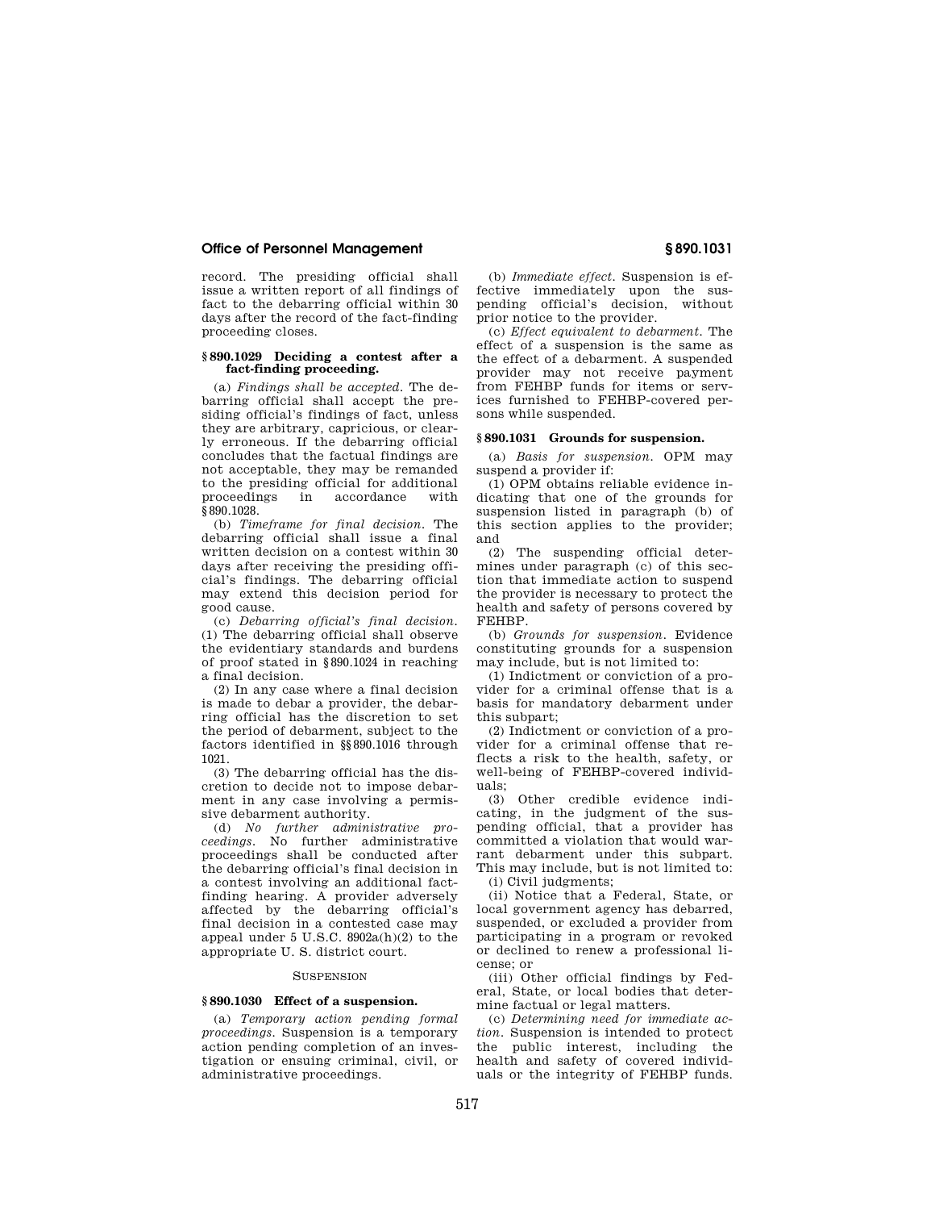record. The presiding official shall issue a written report of all findings of fact to the debarring official within 30 days after the record of the fact-finding proceeding closes.

### § 890.1029 Deciding a contest after a fact-finding proceeding.

(a) *Findings shall be accepted.* The debarring official shall accept the presiding official's findings of fact, unless they are arbitrary, capricious, or clearly erroneous. If the debarring official concludes that the factual findings are not acceptable, they may be remanded to the presiding official for additional proceedings in accordance with § 890.1028.

(b) *Timeframe for final decision.* The debarring official shall issue a final written decision on a contest within 30 days after receiving the presiding official's findings. The debarring official may extend this decision period for good cause.

(c) *Debarring official's final decision.* (1) The debarring official shall observe the evidentiary standards and burdens of proof stated in § 890.1024 in reaching a final decision.

(2) In any case where a final decision is made to debar a provider, the debarring official has the discretion to set the period of debarment, subject to the factors identified in §§ 890.1016 through 1021.

(3) The debarring official has the discretion to decide not to impose debarment in any case involving a permissive debarment authority.

(d) *No further administrative proceedings.* No further administrative proceedings shall be conducted after the debarring official's final decision in a contest involving an additional fact-finding hearing. A provider adversely affected by the debarring official's final decision in a contested case may appeal under 5 U.S.C. 8902a(h)(2) to the appropriate U. S. district court.

## SUSPENSION

### § 890.1030 Effect of a suspension.

(a) *Temporary action pending formal proceedings.* Suspension is a temporary action pending completion of an investigation or ensuing criminal, civil, or administrative proceedings.

(b) *Immediate effect.* Suspension is effective immediately upon the suspending official's decision, without prior notice to the provider.

(c) *Effect equivalent to debarment.* The effect of a suspension is the same as the effect of a debarment. A suspended provider may not receive payment from FEHBP funds for items or services furnished to FEHBP-covered persons while suspended.

### § 890.1031 Grounds for suspension.

(a) *Basis for suspension.* OPM may suspend a provider if:

(1) OPM obtains reliable evidence indicating that one of the grounds for suspension listed in paragraph (b) of this section applies to the provider; and

(2) The suspending official determines under paragraph (c) of this section that immediate action to suspend the provider is necessary to protect the health and safety of persons covered by FEHBP.

(b) *Grounds for suspension.* Evidence constituting grounds for a suspension may include, but is not limited to:

(1) Indictment or conviction of a provider for a criminal offense that is a basis for mandatory debarment under this subpart;

(2) Indictment or conviction of a provider for a criminal offense that reflects a risk to the health, safety, or well-being of FEHBP-covered individuals;

(3) Other credible evidence indicating, in the judgment of the suspending official, that a provider has committed a violation that would warrant debarment under this subpart. This may include, but is not limited to:

(i) Civil judgments;

(ii) Notice that a Federal, State, or local government agency has debarred, suspended, or excluded a provider from participating in a program or revoked or declined to renew a professional license; or

(iii) Other official findings by Federal, State, or local bodies that determine factual or legal matters.

(c) *Determining need for immediate action.* Suspension is intended to protect the public interest, including the health and safety of covered individuals or the integrity of FEHBP funds.